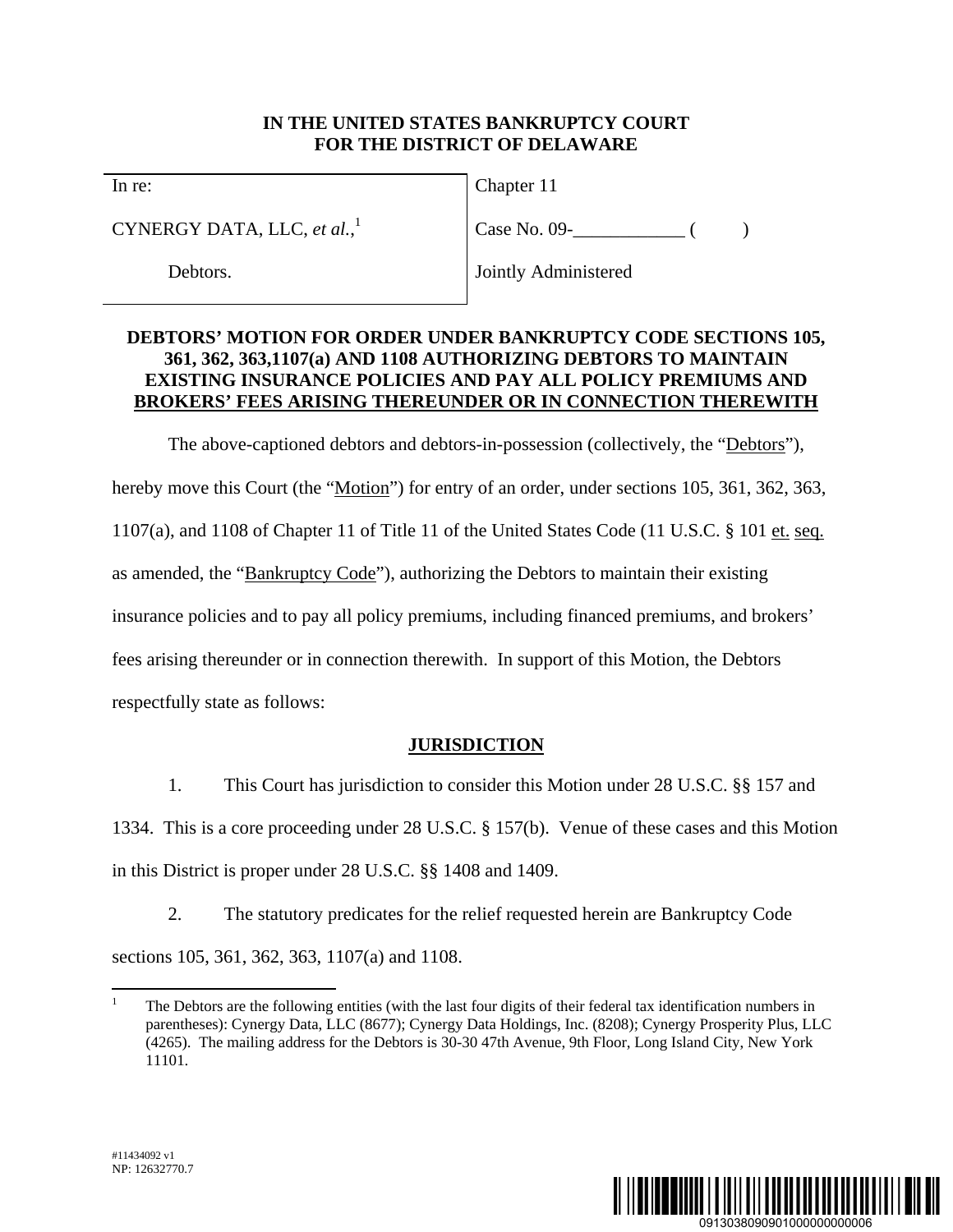**IN THE UNITED STATES BANKRUPTCY COURT**
**FOR THE DISTRICT OF DELAWARE**

| In re: | Chapter 11 |
|---|---|
| CYNERGY DATA, LLC, *et al.*,[1] | Case No. 09-____________ (      ) |
| Debtors. | Jointly Administered |

**DEBTORS' MOTION FOR ORDER UNDER BANKRUPTCY CODE SECTIONS 105, 361, 362, 363,1107(a) AND 1108 AUTHORIZING DEBTORS TO MAINTAIN EXISTING INSURANCE POLICIES AND PAY ALL POLICY PREMIUMS AND BROKERS' FEES ARISING THEREUNDER OR IN CONNECTION THEREWITH**

The above-captioned debtors and debtors-in-possession (collectively, the "Debtors"), hereby move this Court (the "Motion") for entry of an order, under sections 105, 361, 362, 363, 1107(a), and 1108 of Chapter 11 of Title 11 of the United States Code (11 U.S.C. § 101 et. seq. as amended, the "Bankruptcy Code"), authorizing the Debtors to maintain their existing insurance policies and to pay all policy premiums, including financed premiums, and brokers' fees arising thereunder or in connection therewith. In support of this Motion, the Debtors respectfully state as follows:

## JURISDICTION

1. This Court has jurisdiction to consider this Motion under 28 U.S.C. §§ 157 and 1334. This is a core proceeding under 28 U.S.C. § 157(b). Venue of these cases and this Motion in this District is proper under 28 U.S.C. §§ 1408 and 1409.

2. The statutory predicates for the relief requested herein are Bankruptcy Code sections 105, 361, 362, 363, 1107(a) and 1108.

---

[1] The Debtors are the following entities (with the last four digits of their federal tax identification numbers in parentheses): Cynergy Data, LLC (8677); Cynergy Data Holdings, Inc. (8208); Cynergy Prosperity Plus, LLC (4265). The mailing address for the Debtors is 30-30 47th Avenue, 9th Floor, Long Island City, New York 11101.

#11434092 v1
NP: 12632770.7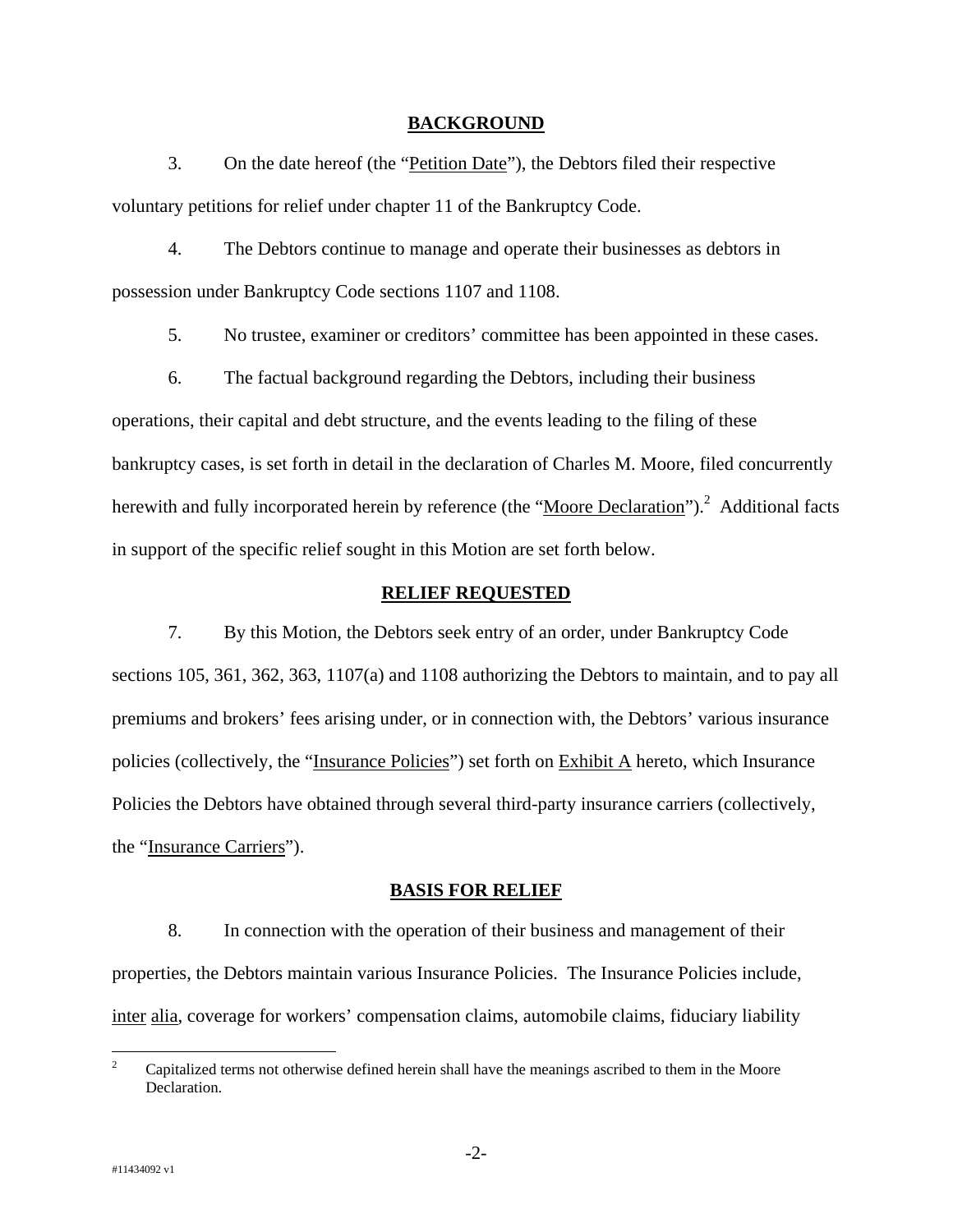## BACKGROUND

3. On the date hereof (the "Petition Date"), the Debtors filed their respective voluntary petitions for relief under chapter 11 of the Bankruptcy Code.

4. The Debtors continue to manage and operate their businesses as debtors in possession under Bankruptcy Code sections 1107 and 1108.

5. No trustee, examiner or creditors' committee has been appointed in these cases.

6. The factual background regarding the Debtors, including their business operations, their capital and debt structure, and the events leading to the filing of these bankruptcy cases, is set forth in detail in the declaration of Charles M. Moore, filed concurrently herewith and fully incorporated herein by reference (the "Moore Declaration").[2] Additional facts in support of the specific relief sought in this Motion are set forth below.

## RELIEF REQUESTED

7. By this Motion, the Debtors seek entry of an order, under Bankruptcy Code sections 105, 361, 362, 363, 1107(a) and 1108 authorizing the Debtors to maintain, and to pay all premiums and brokers' fees arising under, or in connection with, the Debtors' various insurance policies (collectively, the "Insurance Policies") set forth on Exhibit A hereto, which Insurance Policies the Debtors have obtained through several third-party insurance carriers (collectively, the "Insurance Carriers").

## BASIS FOR RELIEF

8. In connection with the operation of their business and management of their properties, the Debtors maintain various Insurance Policies. The Insurance Policies include, inter alia, coverage for workers' compensation claims, automobile claims, fiduciary liability

---

[2] Capitalized terms not otherwise defined herein shall have the meanings ascribed to them in the Moore Declaration.

#11434092 v1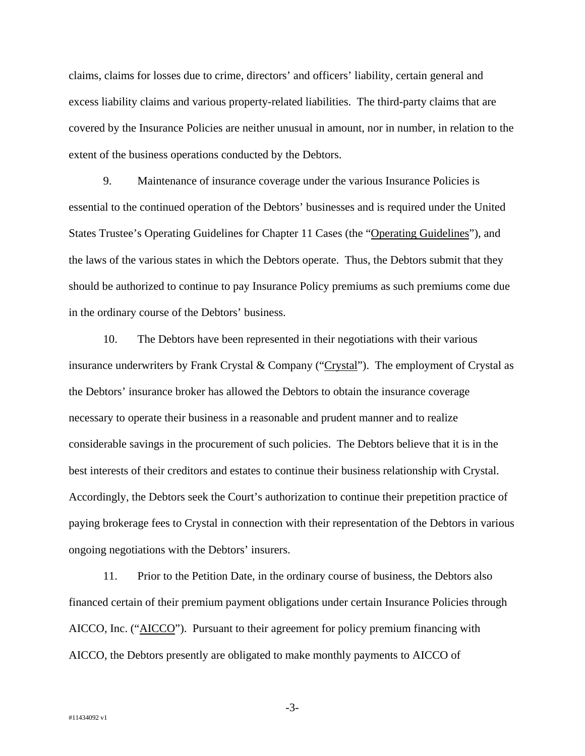claims, claims for losses due to crime, directors' and officers' liability, certain general and excess liability claims and various property-related liabilities. The third-party claims that are covered by the Insurance Policies are neither unusual in amount, nor in number, in relation to the extent of the business operations conducted by the Debtors.

9. Maintenance of insurance coverage under the various Insurance Policies is essential to the continued operation of the Debtors' businesses and is required under the United States Trustee's Operating Guidelines for Chapter 11 Cases (the "Operating Guidelines"), and the laws of the various states in which the Debtors operate. Thus, the Debtors submit that they should be authorized to continue to pay Insurance Policy premiums as such premiums come due in the ordinary course of the Debtors' business.

10. The Debtors have been represented in their negotiations with their various insurance underwriters by Frank Crystal & Company ("Crystal"). The employment of Crystal as the Debtors' insurance broker has allowed the Debtors to obtain the insurance coverage necessary to operate their business in a reasonable and prudent manner and to realize considerable savings in the procurement of such policies. The Debtors believe that it is in the best interests of their creditors and estates to continue their business relationship with Crystal. Accordingly, the Debtors seek the Court's authorization to continue their prepetition practice of paying brokerage fees to Crystal in connection with their representation of the Debtors in various ongoing negotiations with the Debtors' insurers.

11. Prior to the Petition Date, in the ordinary course of business, the Debtors also financed certain of their premium payment obligations under certain Insurance Policies through AICCO, Inc. ("AICCO"). Pursuant to their agreement for policy premium financing with AICCO, the Debtors presently are obligated to make monthly payments to AICCO of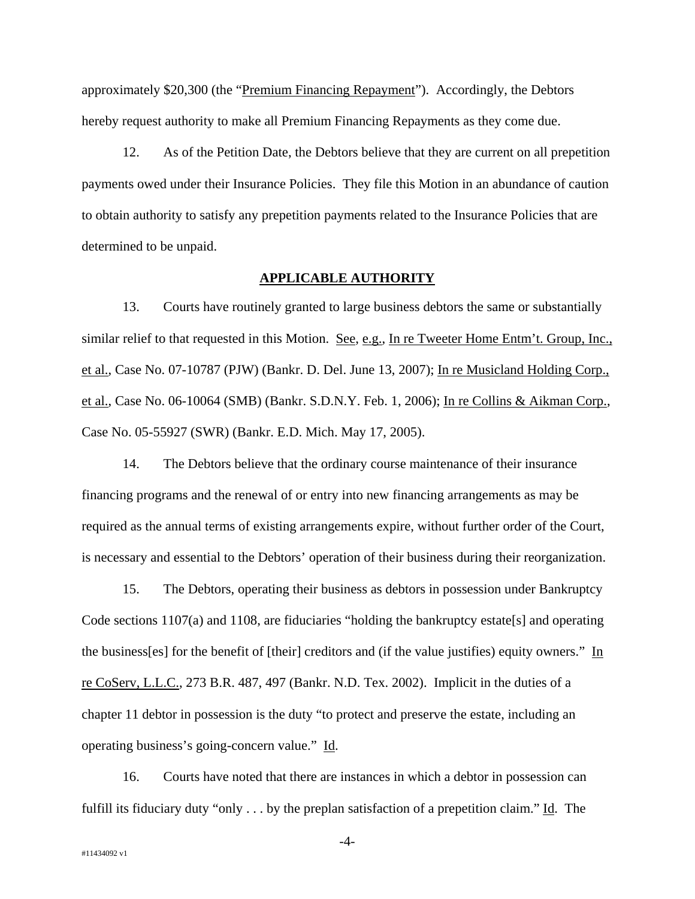approximately $20,300 (the "Premium Financing Repayment"). Accordingly, the Debtors hereby request authority to make all Premium Financing Repayments as they come due.

12. As of the Petition Date, the Debtors believe that they are current on all prepetition payments owed under their Insurance Policies. They file this Motion in an abundance of caution to obtain authority to satisfy any prepetition payments related to the Insurance Policies that are determined to be unpaid.

## APPLICABLE AUTHORITY

13. Courts have routinely granted to large business debtors the same or substantially similar relief to that requested in this Motion. See, e.g., In re Tweeter Home Entm't. Group, Inc., et al., Case No. 07-10787 (PJW) (Bankr. D. Del. June 13, 2007); In re Musicland Holding Corp., et al., Case No. 06-10064 (SMB) (Bankr. S.D.N.Y. Feb. 1, 2006); In re Collins & Aikman Corp., Case No. 05-55927 (SWR) (Bankr. E.D. Mich. May 17, 2005).

14. The Debtors believe that the ordinary course maintenance of their insurance financing programs and the renewal of or entry into new financing arrangements as may be required as the annual terms of existing arrangements expire, without further order of the Court, is necessary and essential to the Debtors' operation of their business during their reorganization.

15. The Debtors, operating their business as debtors in possession under Bankruptcy Code sections 1107(a) and 1108, are fiduciaries "holding the bankruptcy estate[s] and operating the business[es] for the benefit of [their] creditors and (if the value justifies) equity owners." In re CoServ, L.L.C., 273 B.R. 487, 497 (Bankr. N.D. Tex. 2002). Implicit in the duties of a chapter 11 debtor in possession is the duty "to protect and preserve the estate, including an operating business's going-concern value." Id.

16. Courts have noted that there are instances in which a debtor in possession can fulfill its fiduciary duty "only . . . by the preplan satisfaction of a prepetition claim." Id. The

#11434092 v1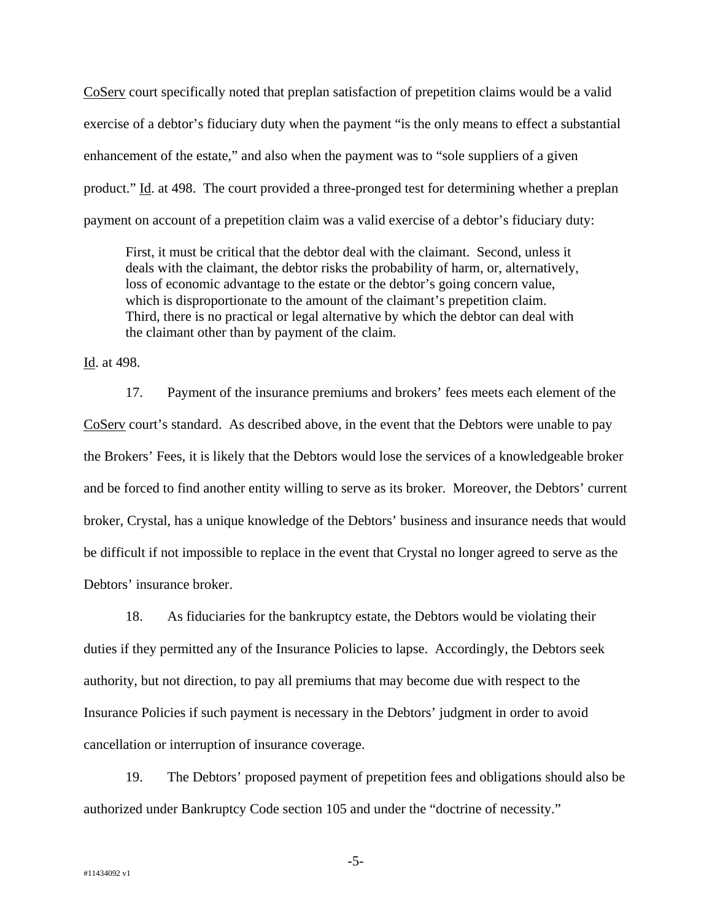CoServ court specifically noted that preplan satisfaction of prepetition claims would be a valid exercise of a debtor's fiduciary duty when the payment "is the only means to effect a substantial enhancement of the estate," and also when the payment was to "sole suppliers of a given product." Id. at 498. The court provided a three-pronged test for determining whether a preplan payment on account of a prepetition claim was a valid exercise of a debtor's fiduciary duty:

> First, it must be critical that the debtor deal with the claimant. Second, unless it deals with the claimant, the debtor risks the probability of harm, or, alternatively, loss of economic advantage to the estate or the debtor's going concern value, which is disproportionate to the amount of the claimant's prepetition claim. Third, there is no practical or legal alternative by which the debtor can deal with the claimant other than by payment of the claim.

Id. at 498.

17. Payment of the insurance premiums and brokers' fees meets each element of the CoServ court's standard. As described above, in the event that the Debtors were unable to pay the Brokers' Fees, it is likely that the Debtors would lose the services of a knowledgeable broker and be forced to find another entity willing to serve as its broker. Moreover, the Debtors' current broker, Crystal, has a unique knowledge of the Debtors' business and insurance needs that would be difficult if not impossible to replace in the event that Crystal no longer agreed to serve as the Debtors' insurance broker.

18. As fiduciaries for the bankruptcy estate, the Debtors would be violating their duties if they permitted any of the Insurance Policies to lapse. Accordingly, the Debtors seek authority, but not direction, to pay all premiums that may become due with respect to the Insurance Policies if such payment is necessary in the Debtors' judgment in order to avoid cancellation or interruption of insurance coverage.

19. The Debtors' proposed payment of prepetition fees and obligations should also be authorized under Bankruptcy Code section 105 and under the "doctrine of necessity."

#11434092 v1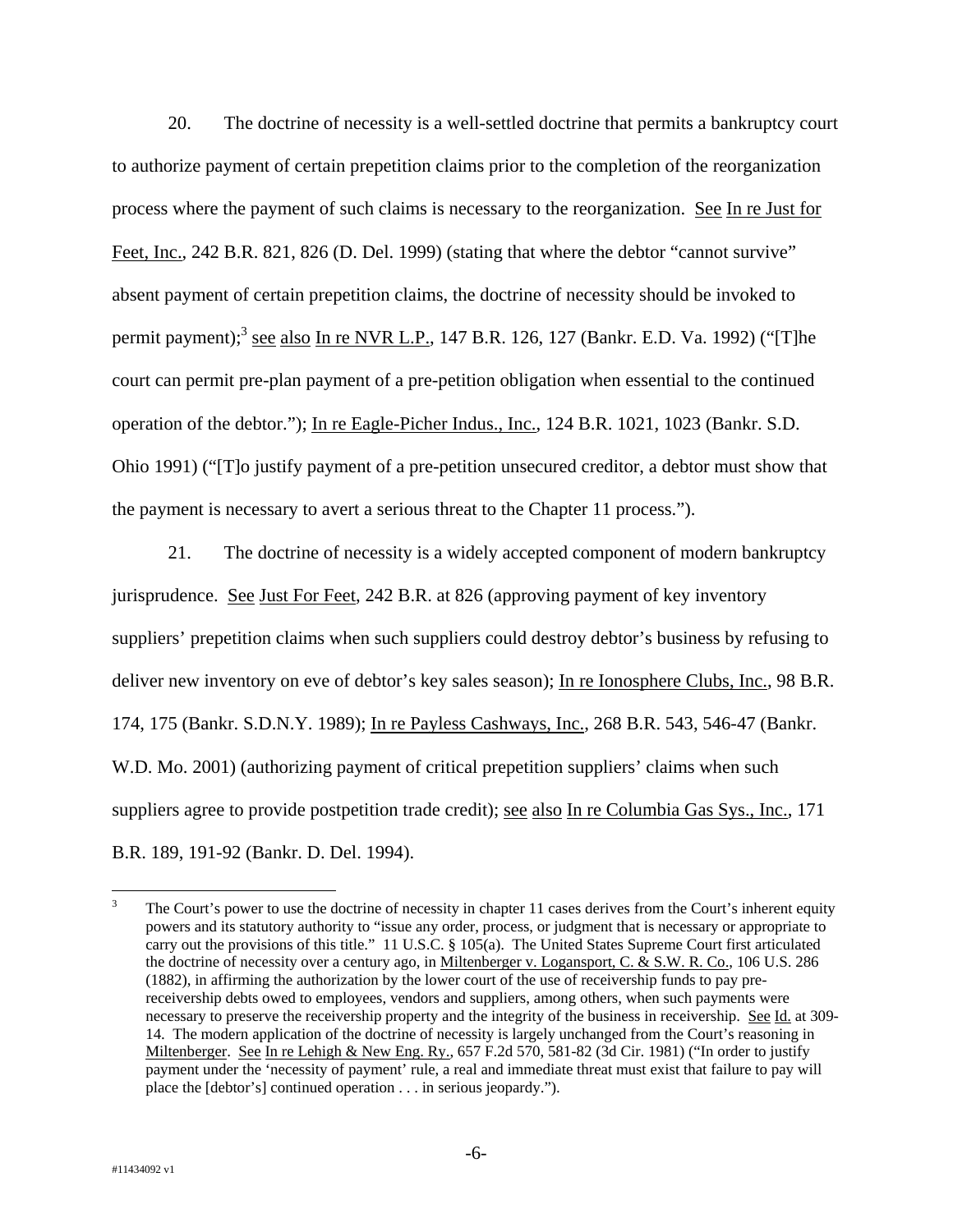20. The doctrine of necessity is a well-settled doctrine that permits a bankruptcy court to authorize payment of certain prepetition claims prior to the completion of the reorganization process where the payment of such claims is necessary to the reorganization. See In re Just for Feet, Inc., 242 B.R. 821, 826 (D. Del. 1999) (stating that where the debtor "cannot survive" absent payment of certain prepetition claims, the doctrine of necessity should be invoked to permit payment);[3] see also In re NVR L.P., 147 B.R. 126, 127 (Bankr. E.D. Va. 1992) ("[T]he court can permit pre-plan payment of a pre-petition obligation when essential to the continued operation of the debtor."); In re Eagle-Picher Indus., Inc., 124 B.R. 1021, 1023 (Bankr. S.D. Ohio 1991) ("[T]o justify payment of a pre-petition unsecured creditor, a debtor must show that the payment is necessary to avert a serious threat to the Chapter 11 process.").

21. The doctrine of necessity is a widely accepted component of modern bankruptcy jurisprudence. See Just For Feet, 242 B.R. at 826 (approving payment of key inventory suppliers' prepetition claims when such suppliers could destroy debtor's business by refusing to deliver new inventory on eve of debtor's key sales season); In re Ionosphere Clubs, Inc., 98 B.R. 174, 175 (Bankr. S.D.N.Y. 1989); In re Payless Cashways, Inc., 268 B.R. 543, 546-47 (Bankr. W.D. Mo. 2001) (authorizing payment of critical prepetition suppliers' claims when such suppliers agree to provide postpetition trade credit); see also In re Columbia Gas Sys., Inc., 171 B.R. 189, 191-92 (Bankr. D. Del. 1994).

---

[3] The Court's power to use the doctrine of necessity in chapter 11 cases derives from the Court's inherent equity powers and its statutory authority to "issue any order, process, or judgment that is necessary or appropriate to carry out the provisions of this title." 11 U.S.C. § 105(a). The United States Supreme Court first articulated the doctrine of necessity over a century ago, in Miltenberger v. Logansport, C. & S.W. R. Co., 106 U.S. 286 (1882), in affirming the authorization by the lower court of the use of receivership funds to pay pre-receivership debts owed to employees, vendors and suppliers, among others, when such payments were necessary to preserve the receivership property and the integrity of the business in receivership. See Id. at 309-14. The modern application of the doctrine of necessity is largely unchanged from the Court's reasoning in Miltenberger. See In re Lehigh & New Eng. Ry., 657 F.2d 570, 581-82 (3d Cir. 1981) ("In order to justify payment under the 'necessity of payment' rule, a real and immediate threat must exist that failure to pay will place the [debtor's] continued operation . . . in serious jeopardy.").

#11434092 v1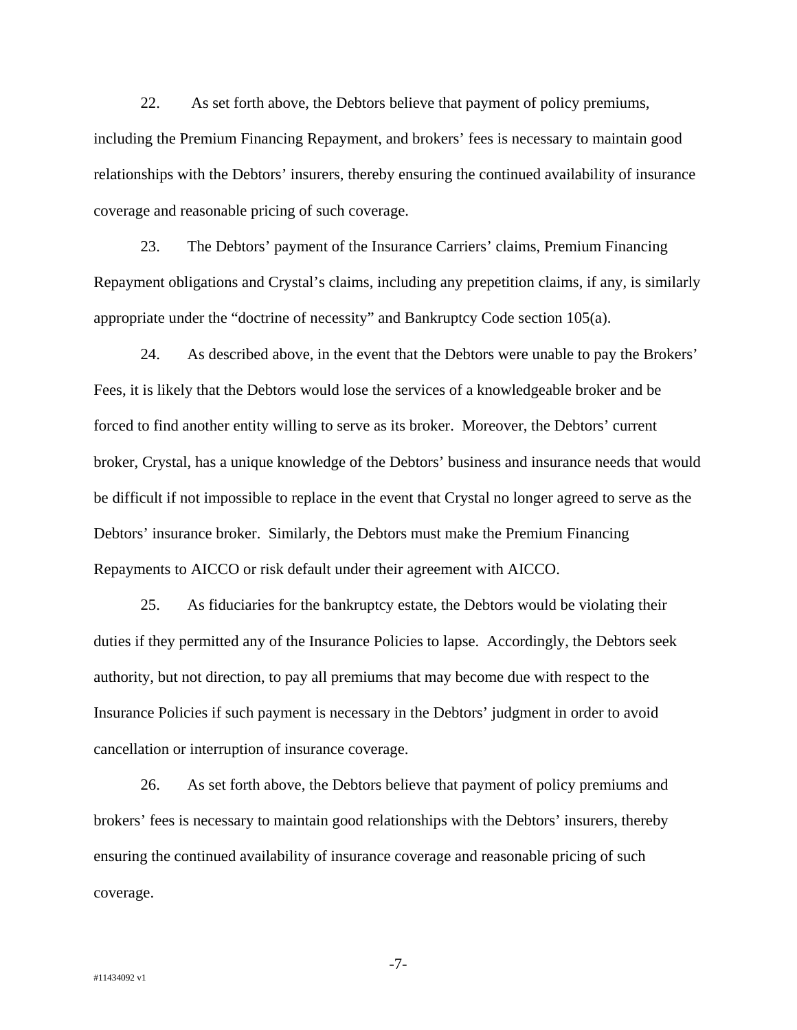22. As set forth above, the Debtors believe that payment of policy premiums, including the Premium Financing Repayment, and brokers' fees is necessary to maintain good relationships with the Debtors' insurers, thereby ensuring the continued availability of insurance coverage and reasonable pricing of such coverage.

23. The Debtors' payment of the Insurance Carriers' claims, Premium Financing Repayment obligations and Crystal's claims, including any prepetition claims, if any, is similarly appropriate under the "doctrine of necessity" and Bankruptcy Code section 105(a).

24. As described above, in the event that the Debtors were unable to pay the Brokers' Fees, it is likely that the Debtors would lose the services of a knowledgeable broker and be forced to find another entity willing to serve as its broker. Moreover, the Debtors' current broker, Crystal, has a unique knowledge of the Debtors' business and insurance needs that would be difficult if not impossible to replace in the event that Crystal no longer agreed to serve as the Debtors' insurance broker. Similarly, the Debtors must make the Premium Financing Repayments to AICCO or risk default under their agreement with AICCO.

25. As fiduciaries for the bankruptcy estate, the Debtors would be violating their duties if they permitted any of the Insurance Policies to lapse. Accordingly, the Debtors seek authority, but not direction, to pay all premiums that may become due with respect to the Insurance Policies if such payment is necessary in the Debtors' judgment in order to avoid cancellation or interruption of insurance coverage.

26. As set forth above, the Debtors believe that payment of policy premiums and brokers' fees is necessary to maintain good relationships with the Debtors' insurers, thereby ensuring the continued availability of insurance coverage and reasonable pricing of such coverage.

#11434092 v1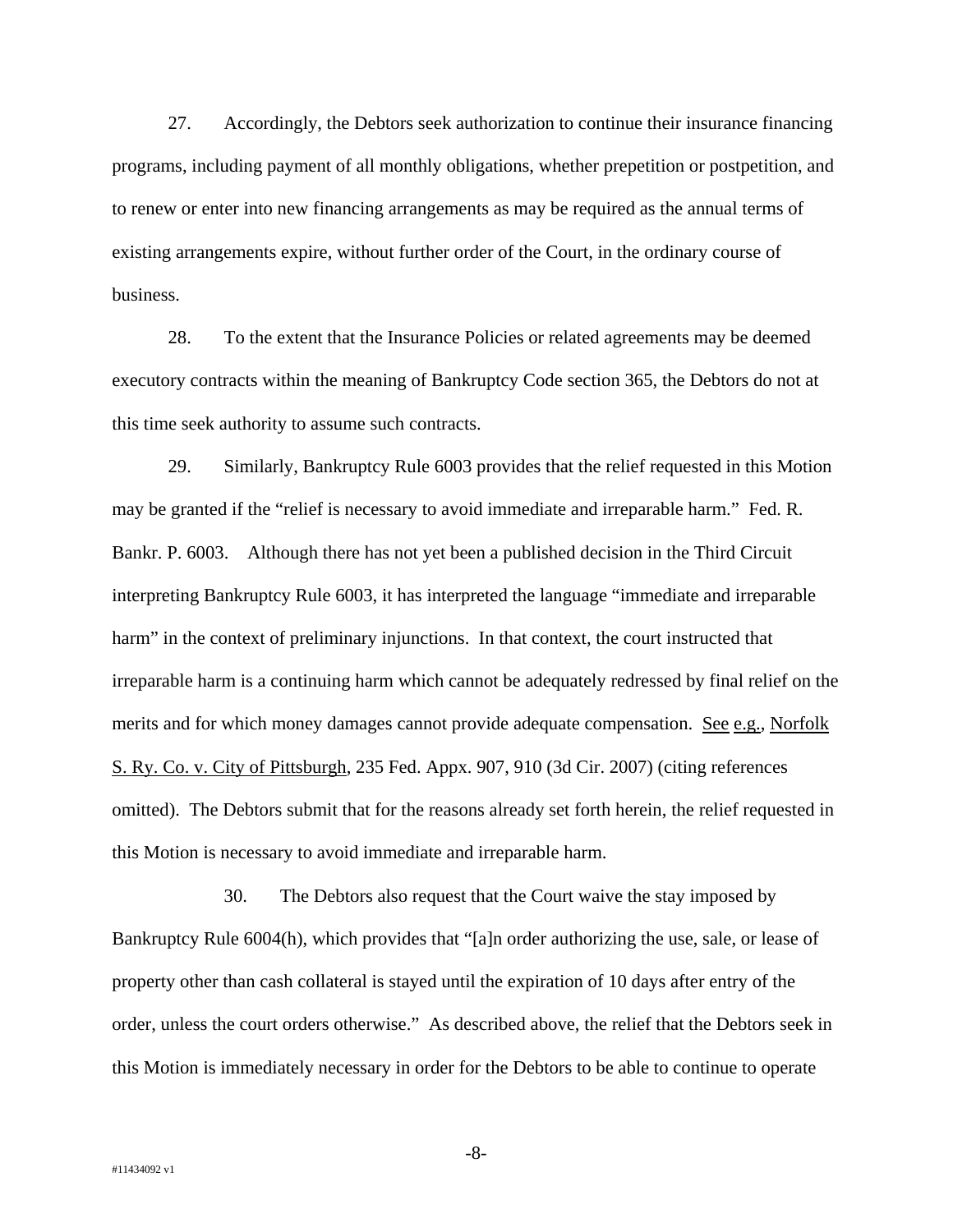27. Accordingly, the Debtors seek authorization to continue their insurance financing programs, including payment of all monthly obligations, whether prepetition or postpetition, and to renew or enter into new financing arrangements as may be required as the annual terms of existing arrangements expire, without further order of the Court, in the ordinary course of business.

28. To the extent that the Insurance Policies or related agreements may be deemed executory contracts within the meaning of Bankruptcy Code section 365, the Debtors do not at this time seek authority to assume such contracts.

29. Similarly, Bankruptcy Rule 6003 provides that the relief requested in this Motion may be granted if the "relief is necessary to avoid immediate and irreparable harm." Fed. R. Bankr. P. 6003. Although there has not yet been a published decision in the Third Circuit interpreting Bankruptcy Rule 6003, it has interpreted the language "immediate and irreparable harm" in the context of preliminary injunctions. In that context, the court instructed that irreparable harm is a continuing harm which cannot be adequately redressed by final relief on the merits and for which money damages cannot provide adequate compensation. See e.g., Norfolk S. Ry. Co. v. City of Pittsburgh, 235 Fed. Appx. 907, 910 (3d Cir. 2007) (citing references omitted). The Debtors submit that for the reasons already set forth herein, the relief requested in this Motion is necessary to avoid immediate and irreparable harm.

30. The Debtors also request that the Court waive the stay imposed by Bankruptcy Rule 6004(h), which provides that "[a]n order authorizing the use, sale, or lease of property other than cash collateral is stayed until the expiration of 10 days after entry of the order, unless the court orders otherwise." As described above, the relief that the Debtors seek in this Motion is immediately necessary in order for the Debtors to be able to continue to operate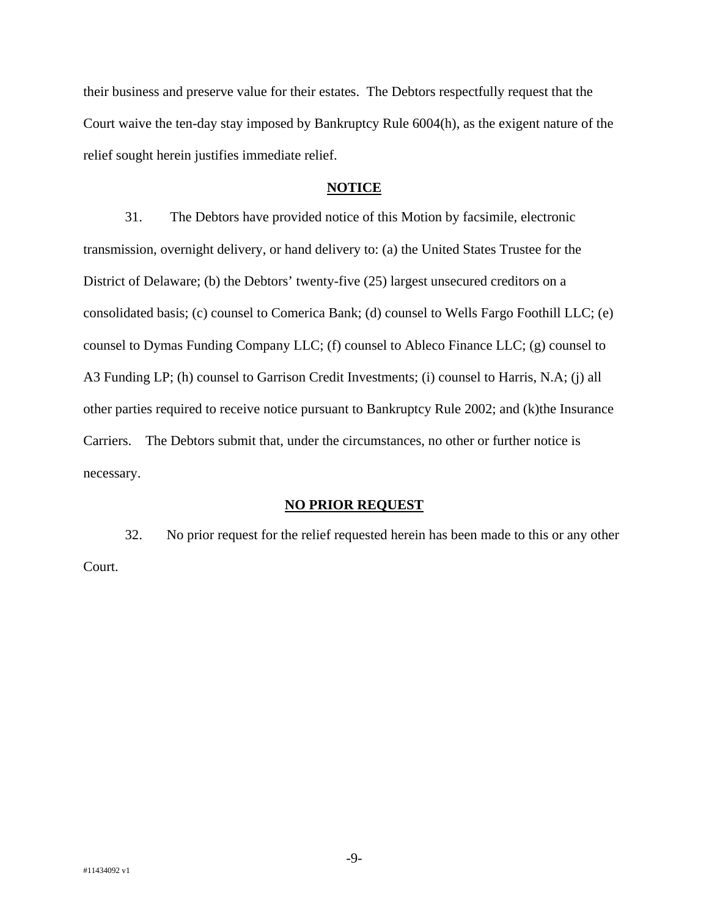their business and preserve value for their estates. The Debtors respectfully request that the Court waive the ten-day stay imposed by Bankruptcy Rule 6004(h), as the exigent nature of the relief sought herein justifies immediate relief.

## NOTICE

31. The Debtors have provided notice of this Motion by facsimile, electronic transmission, overnight delivery, or hand delivery to: (a) the United States Trustee for the District of Delaware; (b) the Debtors' twenty-five (25) largest unsecured creditors on a consolidated basis; (c) counsel to Comerica Bank; (d) counsel to Wells Fargo Foothill LLC; (e) counsel to Dymas Funding Company LLC; (f) counsel to Ableco Finance LLC; (g) counsel to A3 Funding LP; (h) counsel to Garrison Credit Investments; (i) counsel to Harris, N.A; (j) all other parties required to receive notice pursuant to Bankruptcy Rule 2002; and (k)the Insurance Carriers. The Debtors submit that, under the circumstances, no other or further notice is necessary.

## NO PRIOR REQUEST

32. No prior request for the relief requested herein has been made to this or any other Court.

#11434092 v1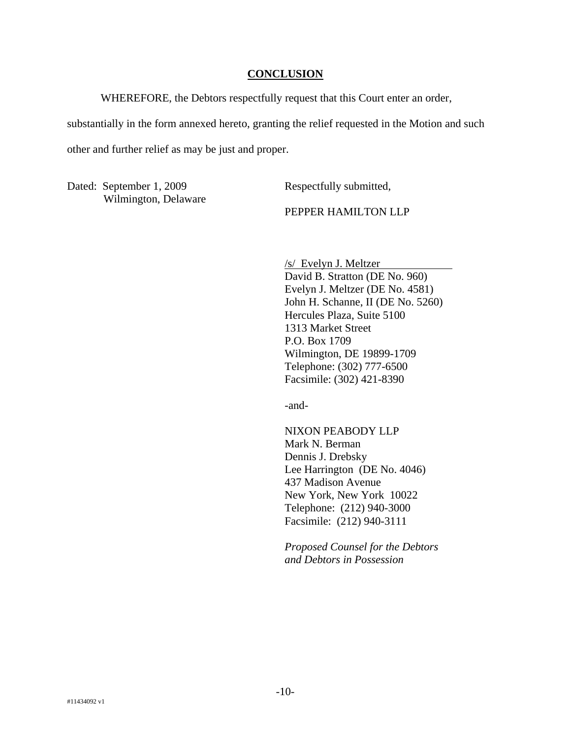## CONCLUSION

WHEREFORE, the Debtors respectfully request that this Court enter an order, substantially in the form annexed hereto, granting the relief requested in the Motion and such other and further relief as may be just and proper.

Dated: September 1, 2009
Wilmington, Delaware

Respectfully submitted,

PEPPER HAMILTON LLP

/s/ Evelyn J. Meltzer
David B. Stratton (DE No. 960)
Evelyn J. Meltzer (DE No. 4581)
John H. Schanne, II (DE No. 5260)
Hercules Plaza, Suite 5100
1313 Market Street
P.O. Box 1709
Wilmington, DE 19899-1709
Telephone: (302) 777-6500
Facsimile: (302) 421-8390

-and-

NIXON PEABODY LLP
Mark N. Berman
Dennis J. Drebsky
Lee Harrington (DE No. 4046)
437 Madison Avenue
New York, New York 10022
Telephone: (212) 940-3000
Facsimile: (212) 940-3111

*Proposed Counsel for the Debtors and Debtors in Possession*

#11434092 v1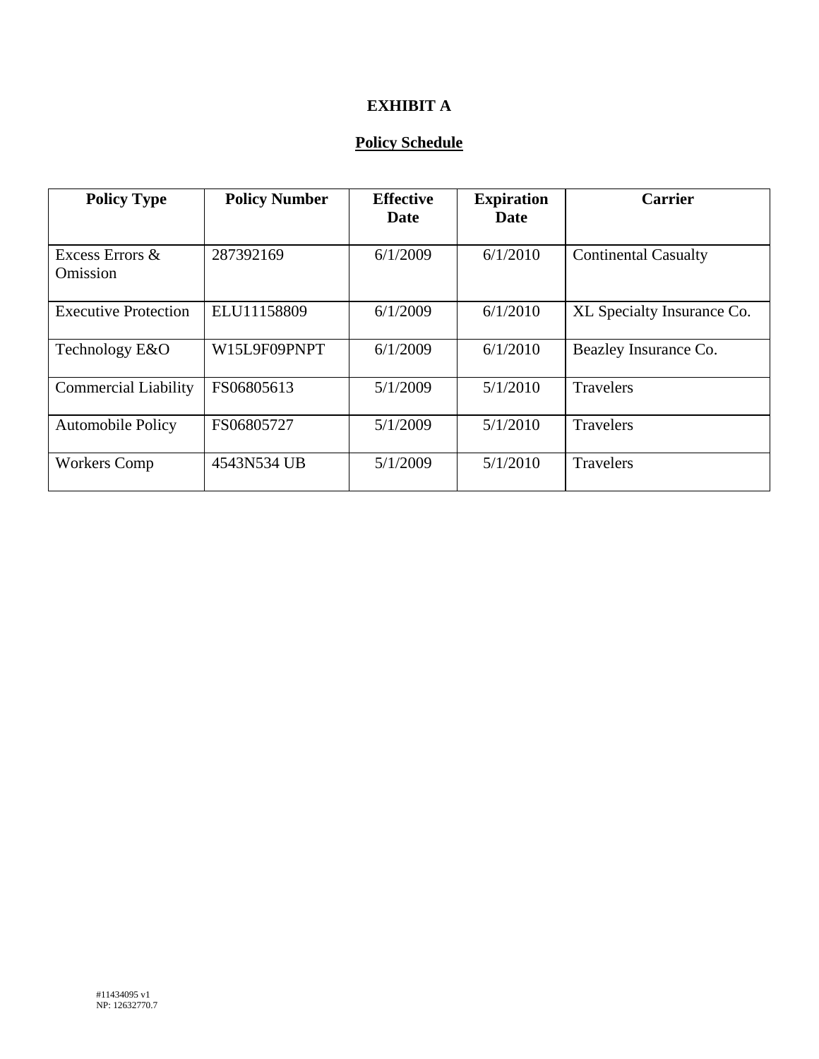# EXHIBIT A

## Policy Schedule

| Policy Type | Policy Number | Effective Date | Expiration Date | Carrier |
| --- | --- | --- | --- | --- |
| Excess Errors & Omission | 287392169 | 6/1/2009 | 6/1/2010 | Continental Casualty |
| Executive Protection | ELU11158809 | 6/1/2009 | 6/1/2010 | XL Specialty Insurance Co. |
| Technology E&O | W15L9F09PNPT | 6/1/2009 | 6/1/2010 | Beazley Insurance Co. |
| Commercial Liability | FS06805613 | 5/1/2009 | 5/1/2010 | Travelers |
| Automobile Policy | FS06805727 | 5/1/2009 | 5/1/2010 | Travelers |
| Workers Comp | 4543N534 UB | 5/1/2009 | 5/1/2010 | Travelers |

#11434095 v1
NP: 12632770.7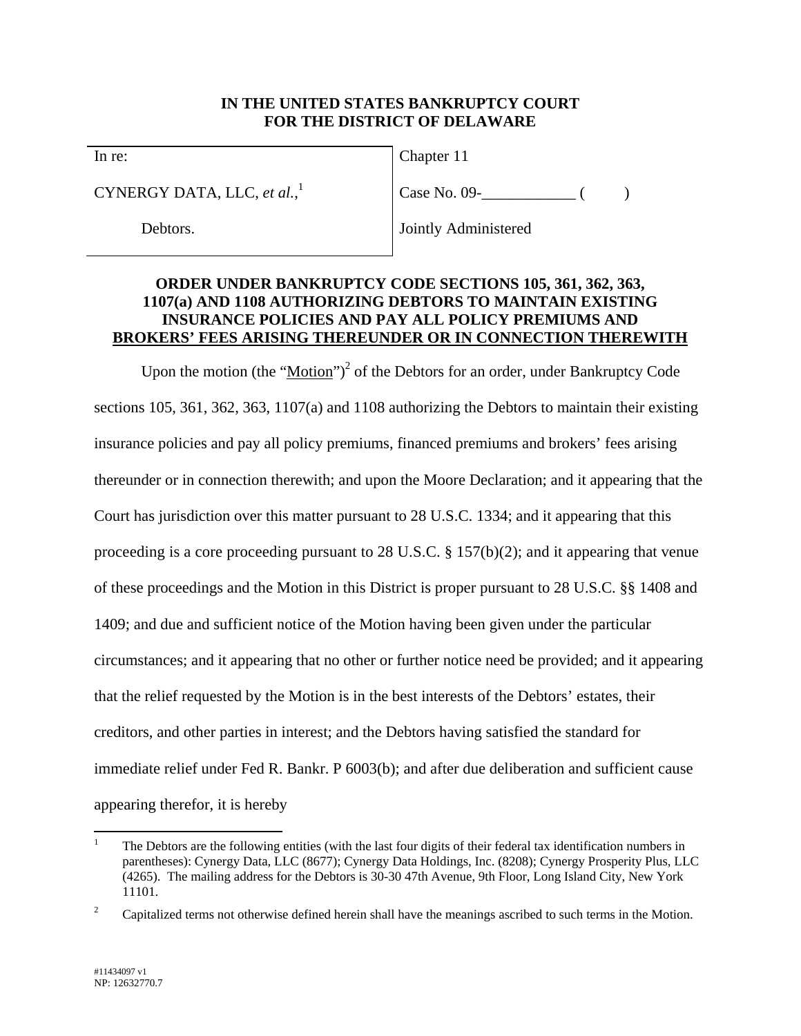**IN THE UNITED STATES BANKRUPTCY COURT**
**FOR THE DISTRICT OF DELAWARE**

| In re: | Chapter 11 |
|---|---|
| CYNERGY DATA, LLC, *et al.*,[1] | Case No. 09-____________ ( ) |
| Debtors. | Jointly Administered |

**ORDER UNDER BANKRUPTCY CODE SECTIONS 105, 361, 362, 363, 1107(a) AND 1108 AUTHORIZING DEBTORS TO MAINTAIN EXISTING INSURANCE POLICIES AND PAY ALL POLICY PREMIUMS AND BROKERS' FEES ARISING THEREUNDER OR IN CONNECTION THEREWITH**

Upon the motion (the "Motion")[2] of the Debtors for an order, under Bankruptcy Code sections 105, 361, 362, 363, 1107(a) and 1108 authorizing the Debtors to maintain their existing insurance policies and pay all policy premiums, financed premiums and brokers' fees arising thereunder or in connection therewith; and upon the Moore Declaration; and it appearing that the Court has jurisdiction over this matter pursuant to 28 U.S.C. 1334; and it appearing that this proceeding is a core proceeding pursuant to 28 U.S.C. § 157(b)(2); and it appearing that venue of these proceedings and the Motion in this District is proper pursuant to 28 U.S.C. §§ 1408 and 1409; and due and sufficient notice of the Motion having been given under the particular circumstances; and it appearing that no other or further notice need be provided; and it appearing that the relief requested by the Motion is in the best interests of the Debtors' estates, their creditors, and other parties in interest; and the Debtors having satisfied the standard for immediate relief under Fed R. Bankr. P 6003(b); and after due deliberation and sufficient cause appearing therefor, it is hereby

---

[1] The Debtors are the following entities (with the last four digits of their federal tax identification numbers in parentheses): Cynergy Data, LLC (8677); Cynergy Data Holdings, Inc. (8208); Cynergy Prosperity Plus, LLC (4265). The mailing address for the Debtors is 30-30 47th Avenue, 9th Floor, Long Island City, New York 11101.

[2] Capitalized terms not otherwise defined herein shall have the meanings ascribed to such terms in the Motion.

#11434097 v1
NP: 12632770.7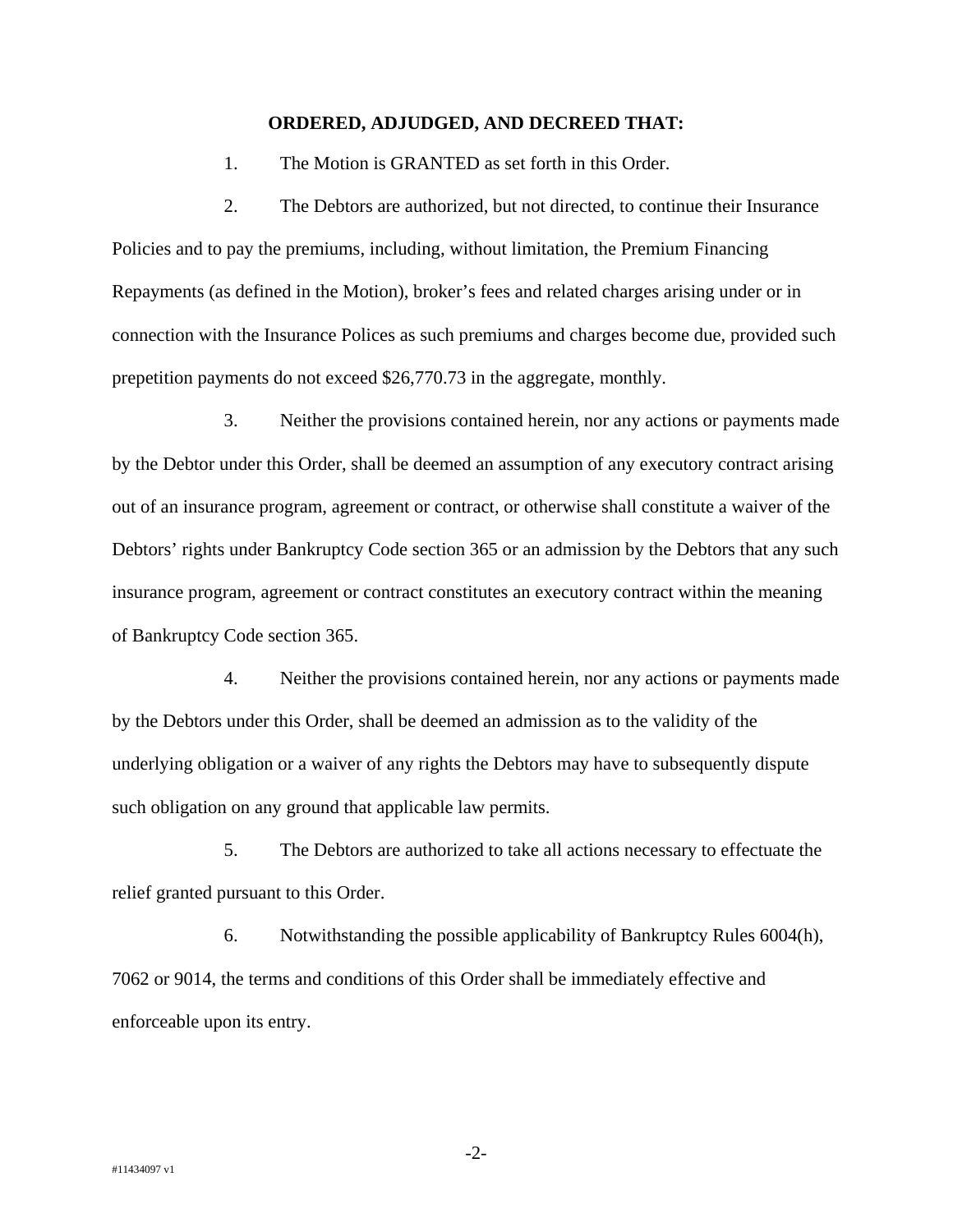**ORDERED, ADJUDGED, AND DECREED THAT:**

1. The Motion is GRANTED as set forth in this Order.

2. The Debtors are authorized, but not directed, to continue their Insurance Policies and to pay the premiums, including, without limitation, the Premium Financing Repayments (as defined in the Motion), broker's fees and related charges arising under or in connection with the Insurance Polices as such premiums and charges become due, provided such prepetition payments do not exceed $26,770.73 in the aggregate, monthly.

3. Neither the provisions contained herein, nor any actions or payments made by the Debtor under this Order, shall be deemed an assumption of any executory contract arising out of an insurance program, agreement or contract, or otherwise shall constitute a waiver of the Debtors' rights under Bankruptcy Code section 365 or an admission by the Debtors that any such insurance program, agreement or contract constitutes an executory contract within the meaning of Bankruptcy Code section 365.

4. Neither the provisions contained herein, nor any actions or payments made by the Debtors under this Order, shall be deemed an admission as to the validity of the underlying obligation or a waiver of any rights the Debtors may have to subsequently dispute such obligation on any ground that applicable law permits.

5. The Debtors are authorized to take all actions necessary to effectuate the relief granted pursuant to this Order.

6. Notwithstanding the possible applicability of Bankruptcy Rules 6004(h), 7062 or 9014, the terms and conditions of this Order shall be immediately effective and enforceable upon its entry.

#11434097 v1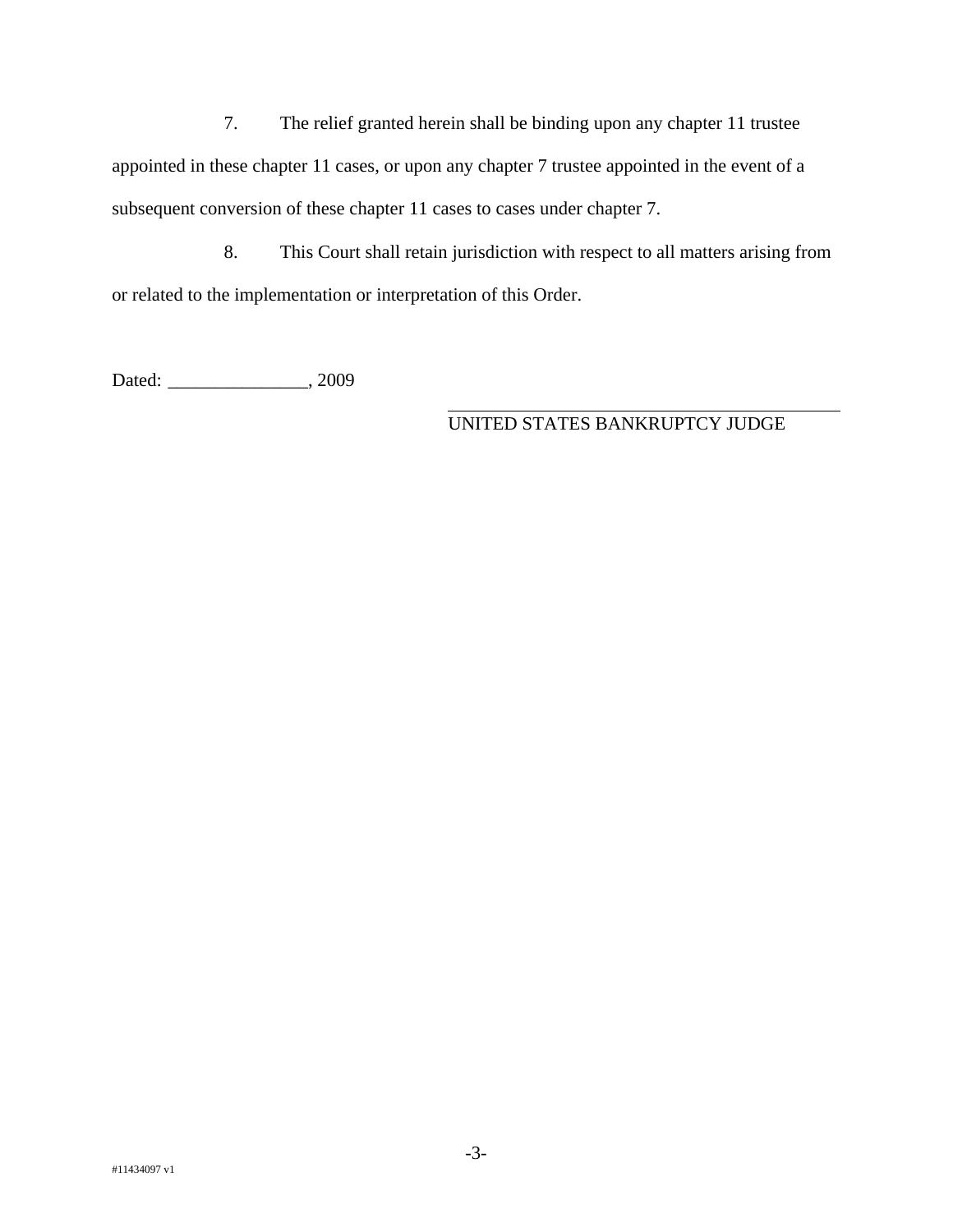7. The relief granted herein shall be binding upon any chapter 11 trustee appointed in these chapter 11 cases, or upon any chapter 7 trustee appointed in the event of a subsequent conversion of these chapter 11 cases to cases under chapter 7.

8. This Court shall retain jurisdiction with respect to all matters arising from or related to the implementation or interpretation of this Order.

Dated: _______________, 2009

_____________________________________
UNITED STATES BANKRUPTCY JUDGE

#11434097 v1